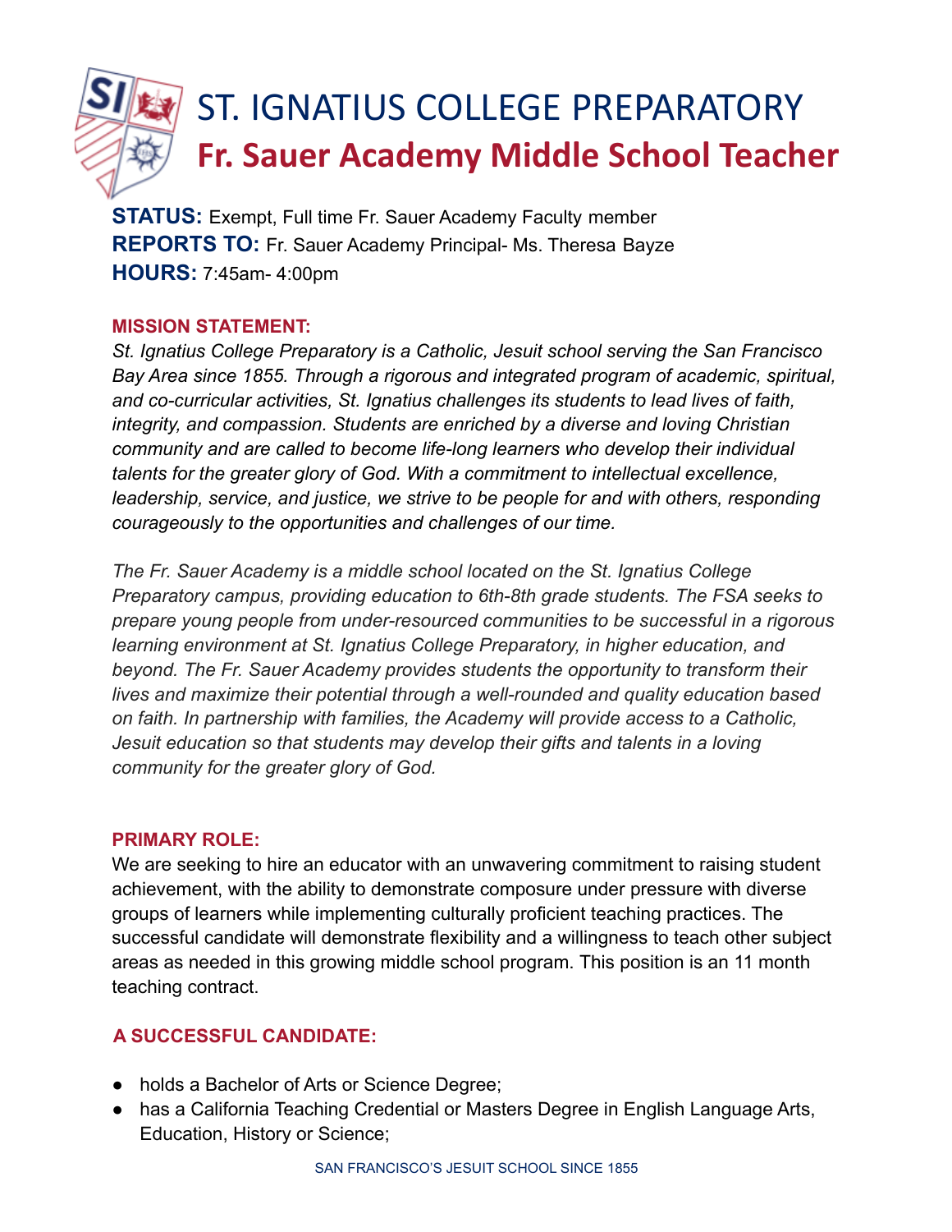# ST. IGNATIUS COLLEGE PREPARATORY

## Fr. Sauer Academy Middle School Teacher

**STATUS:** Exempt, Full time Fr. Sauer Academy Faculty member
**REPORTS TO:** Fr. Sauer Academy Principal- Ms. Theresa Bayze
**HOURS:** 7:45am- 4:00pm

### MISSION STATEMENT:

*St. Ignatius College Preparatory is a Catholic, Jesuit school serving the San Francisco Bay Area since 1855. Through a rigorous and integrated program of academic, spiritual, and co-curricular activities, St. Ignatius challenges its students to lead lives of faith, integrity, and compassion. Students are enriched by a diverse and loving Christian community and are called to become life-long learners who develop their individual talents for the greater glory of God. With a commitment to intellectual excellence, leadership, service, and justice, we strive to be people for and with others, responding courageously to the opportunities and challenges of our time.*

*The Fr. Sauer Academy is a middle school located on the St. Ignatius College Preparatory campus, providing education to 6th-8th grade students. The FSA seeks to prepare young people from under-resourced communities to be successful in a rigorous learning environment at St. Ignatius College Preparatory, in higher education, and beyond. The Fr. Sauer Academy provides students the opportunity to transform their lives and maximize their potential through a well-rounded and quality education based on faith. In partnership with families, the Academy will provide access to a Catholic, Jesuit education so that students may develop their gifts and talents in a loving community for the greater glory of God.*

### PRIMARY ROLE:

We are seeking to hire an educator with an unwavering commitment to raising student achievement, with the ability to demonstrate composure under pressure with diverse groups of learners while implementing culturally proficient teaching practices. The successful candidate will demonstrate flexibility and a willingness to teach other subject areas as needed in this growing middle school program. This position is an 11 month teaching contract.

### A SUCCESSFUL CANDIDATE:

- holds a Bachelor of Arts or Science Degree;
- has a California Teaching Credential or Masters Degree in English Language Arts, Education, History or Science;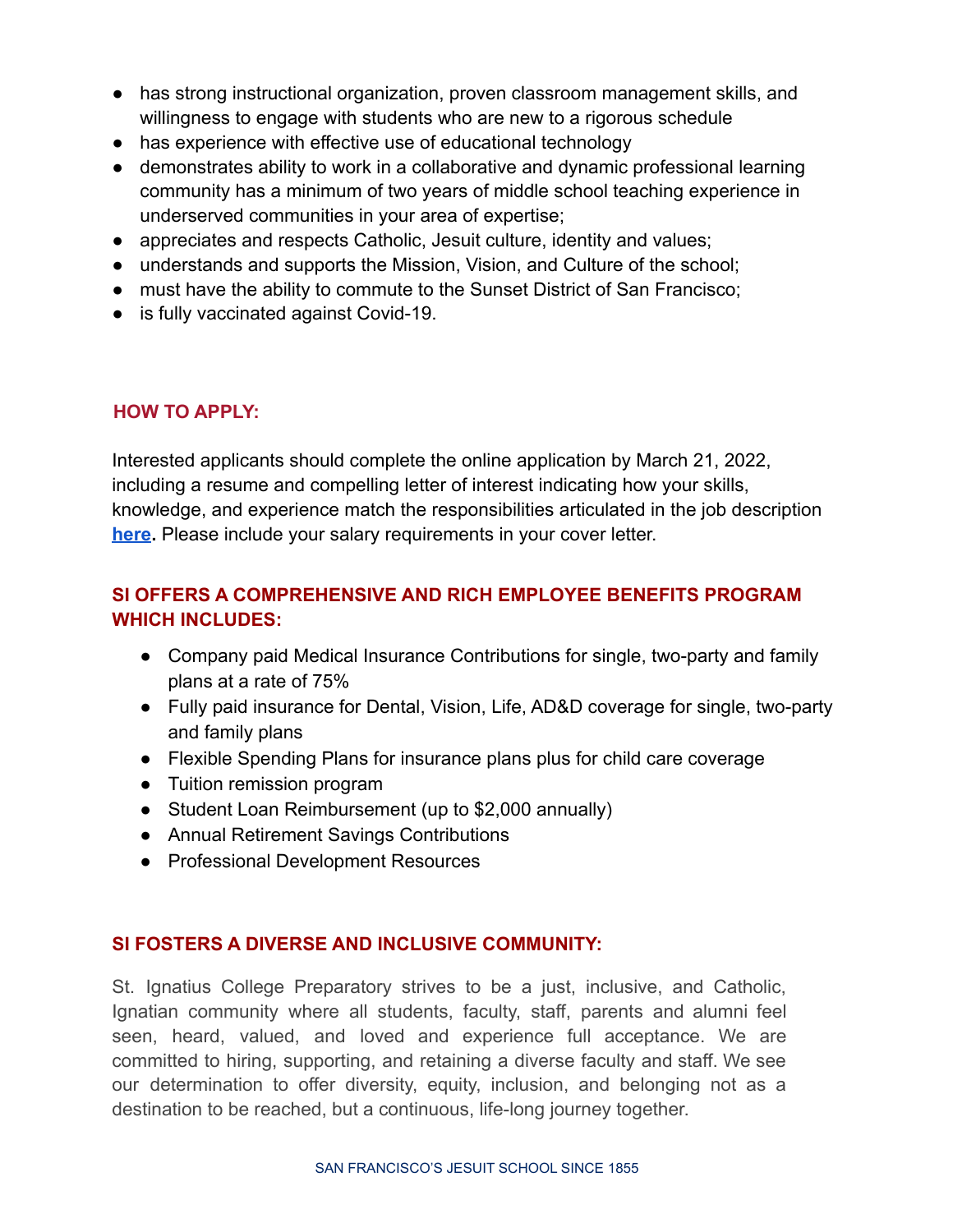- has strong instructional organization, proven classroom management skills, and willingness to engage with students who are new to a rigorous schedule
- has experience with effective use of educational technology
- demonstrates ability to work in a collaborative and dynamic professional learning community has a minimum of two years of middle school teaching experience in underserved communities in your area of expertise;
- appreciates and respects Catholic, Jesuit culture, identity and values;
- understands and supports the Mission, Vision, and Culture of the school;
- must have the ability to commute to the Sunset District of San Francisco;
- is fully vaccinated against Covid-19.

## HOW TO APPLY:

Interested applicants should complete the online application by March 21, 2022, including a resume and compelling letter of interest indicating how your skills, knowledge, and experience match the responsibilities articulated in the job description **here.** Please include your salary requirements in your cover letter.

## SI OFFERS A COMPREHENSIVE AND RICH EMPLOYEE BENEFITS PROGRAM WHICH INCLUDES:

- Company paid Medical Insurance Contributions for single, two-party and family plans at a rate of 75%
- Fully paid insurance for Dental, Vision, Life, AD&D coverage for single, two-party and family plans
- Flexible Spending Plans for insurance plans plus for child care coverage
- Tuition remission program
- Student Loan Reimbursement (up to $2,000 annually)
- Annual Retirement Savings Contributions
- Professional Development Resources

## SI FOSTERS A DIVERSE AND INCLUSIVE COMMUNITY:

St. Ignatius College Preparatory strives to be a just, inclusive, and Catholic, Ignatian community where all students, faculty, staff, parents and alumni feel seen, heard, valued, and loved and experience full acceptance. We are committed to hiring, supporting, and retaining a diverse faculty and staff. We see our determination to offer diversity, equity, inclusion, and belonging not as a destination to be reached, but a continuous, life-long journey together.